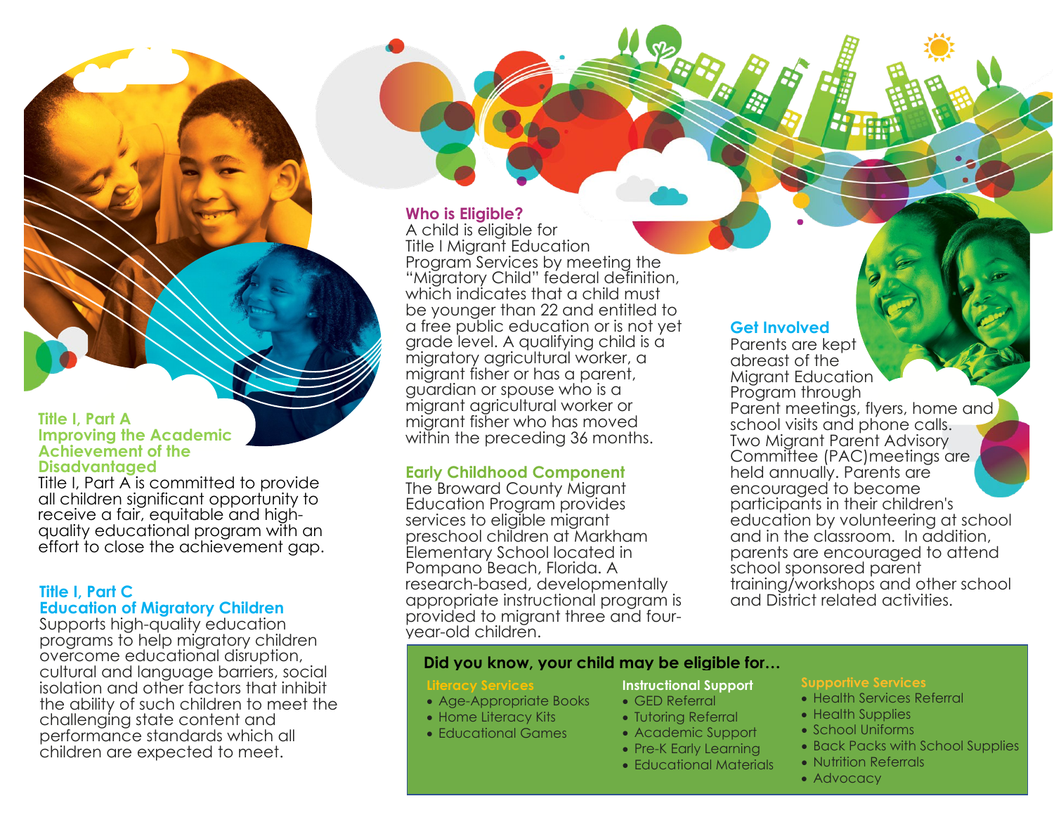## Title I, Part A
## Improving the Academic Achievement of the Disadvantaged

Title I, Part A is committed to provide all children significant opportunity to receive a fair, equitable and high-quality educational program with an effort to close the achievement gap.

## Title I, Part C
## Education of Migratory Children

Supports high-quality education programs to help migratory children overcome educational disruption, cultural and language barriers, social isolation and other factors that inhibit the ability of such children to meet the challenging state content and performance standards which all children are expected to meet.

## Who is Eligible?

A child is eligible for Title I Migrant Education Program Services by meeting the "Migratory Child" federal definition, which indicates that a child must be younger than 22 and entitled to a free public education or is not yet grade level. A qualifying child is a migratory agricultural worker, a migrant fisher or has a parent, guardian or spouse who is a migrant agricultural worker or migrant fisher who has moved within the preceding 36 months.

## Early Childhood Component

The Broward County Migrant Education Program provides services to eligible migrant preschool children at Markham Elementary School located in Pompano Beach, Florida. A research-based, developmentally appropriate instructional program is provided to migrant three and four-year-old children.

## Get Involved

Parents are kept abreast of the Migrant Education Program through Parent meetings, flyers, home and school visits and phone calls. Two Migrant Parent Advisory Committee (PAC)meetings are held annually. Parents are encouraged to become participants in their children's education by volunteering at school and in the classroom. In addition, parents are encouraged to attend school sponsored parent training/workshops and other school and District related activities.

## Did you know, your child may be eligible for…

### Literacy Services

- Age-Appropriate Books
- Home Literacy Kits
- Educational Games

### Instructional Support

- GED Referral
- Tutoring Referral
- Academic Support
- Pre-K Early Learning
- Educational Materials

### Supportive Services

- Health Services Referral
- Health Supplies
- School Uniforms
- Back Packs with School Supplies
- Nutrition Referrals
- Advocacy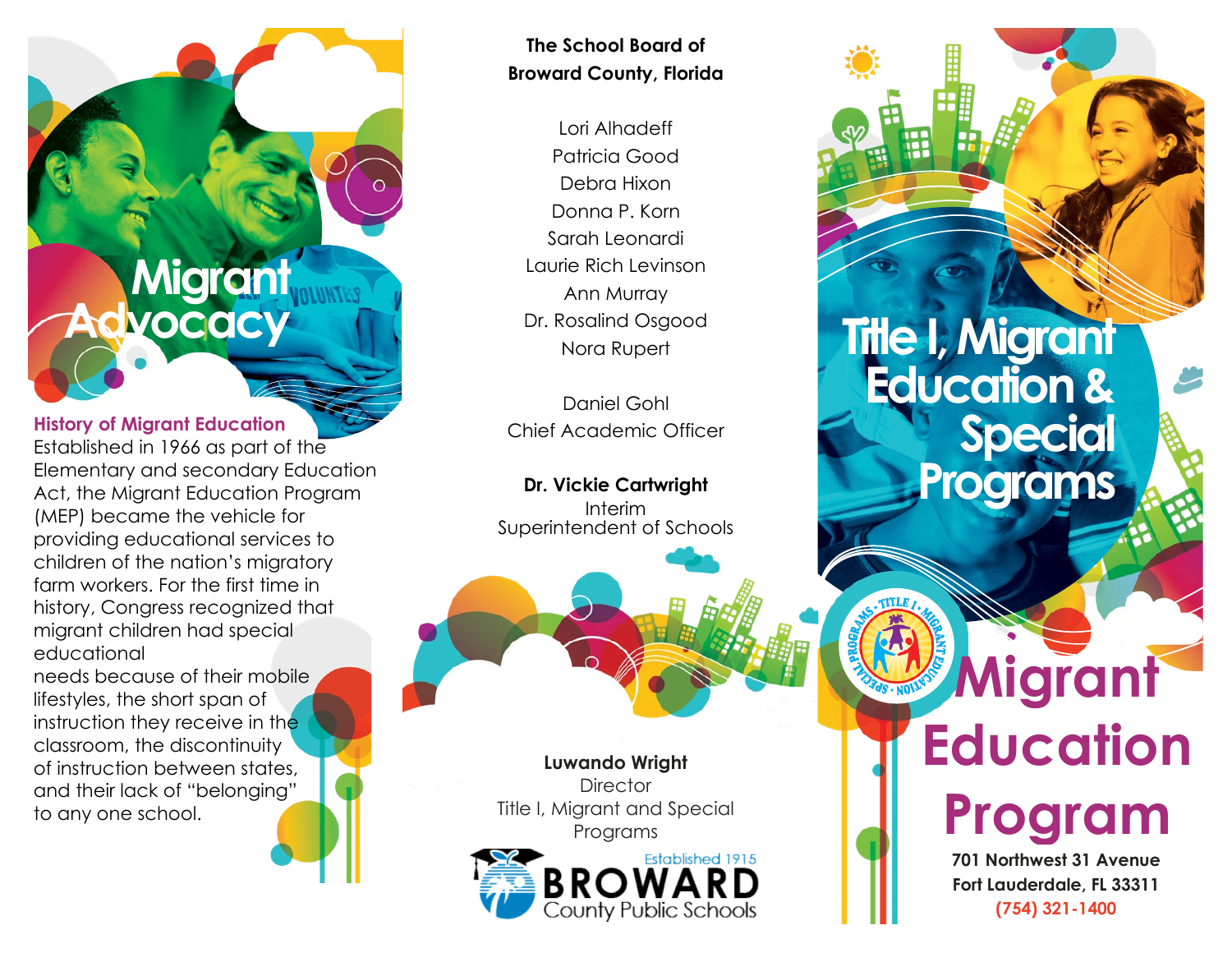## Migrant Advocacy

### History of Migrant Education

Established in 1966 as part of the Elementary and secondary Education Act, the Migrant Education Program (MEP) became the vehicle for providing educational services to children of the nation's migratory farm workers. For the first time in history, Congress recognized that migrant children had special educational needs because of their mobile lifestyles, the short span of instruction they receive in the classroom, the discontinuity of instruction between states, and their lack of "belonging" to any one school.

**The School Board of Broward County, Florida**

Lori Alhadeff
Patricia Good
Debra Hixon
Donna P. Korn
Sarah Leonardi
Laurie Rich Levinson
Ann Murray
Dr. Rosalind Osgood
Nora Rupert

Daniel Gohl
Chief Academic Officer

**Dr. Vickie Cartwright**
Interim
Superintendent of Schools

**Luwando Wright**
Director
Title I, Migrant and Special Programs

Established 1915
BROWARD
County Public Schools

# Title I, Migrant Education & Special Programs

# Migrant Education Program

**701 Northwest 31 Avenue**
**Fort Lauderdale, FL 33311**
**(754) 321-1400**